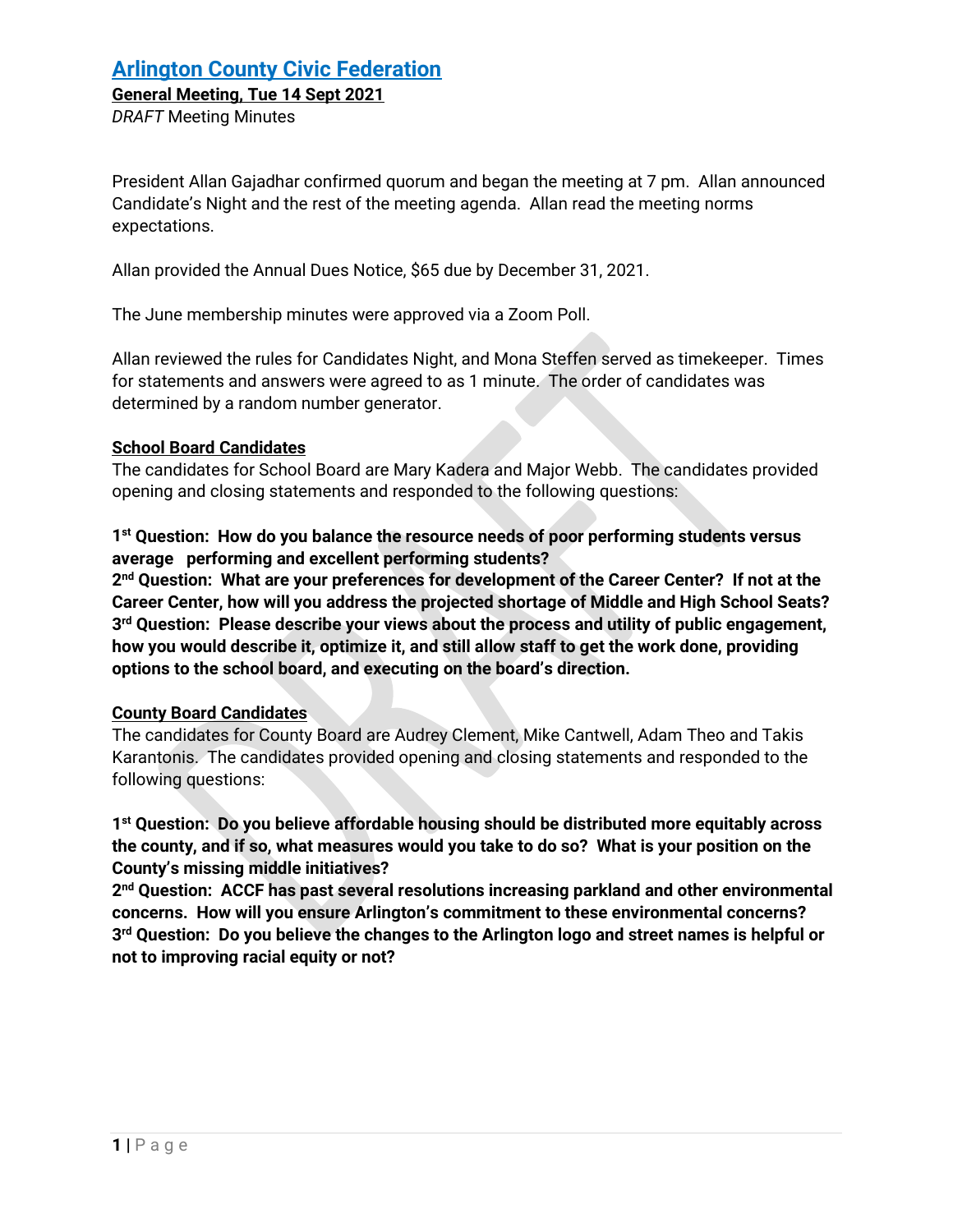# Arlington County Civic Federation

**General Meeting, Tue 14 Sept 2021**

*DRAFT* Meeting Minutes

President Allan Gajadhar confirmed quorum and began the meeting at 7 pm. Allan announced Candidate's Night and the rest of the meeting agenda. Allan read the meeting norms expectations.

Allan provided the Annual Dues Notice, $65 due by December 31, 2021.

The June membership minutes were approved via a Zoom Poll.

Allan reviewed the rules for Candidates Night, and Mona Steffen served as timekeeper. Times for statements and answers were agreed to as 1 minute. The order of candidates was determined by a random number generator.

## School Board Candidates

The candidates for School Board are Mary Kadera and Major Webb. The candidates provided opening and closing statements and responded to the following questions:

**1st Question: How do you balance the resource needs of poor performing students versus average performing and excellent performing students?**
**2nd Question: What are your preferences for development of the Career Center? If not at the Career Center, how will you address the projected shortage of Middle and High School Seats?**
**3rd Question: Please describe your views about the process and utility of public engagement, how you would describe it, optimize it, and still allow staff to get the work done, providing options to the school board, and executing on the board's direction.**

## County Board Candidates

The candidates for County Board are Audrey Clement, Mike Cantwell, Adam Theo and Takis Karantonis. The candidates provided opening and closing statements and responded to the following questions:

**1st Question: Do you believe affordable housing should be distributed more equitably across the county, and if so, what measures would you take to do so? What is your position on the County's missing middle initiatives?**
**2nd Question: ACCF has past several resolutions increasing parkland and other environmental concerns. How will you ensure Arlington's commitment to these environmental concerns?**
**3rd Question: Do you believe the changes to the Arlington logo and street names is helpful or not to improving racial equity or not?**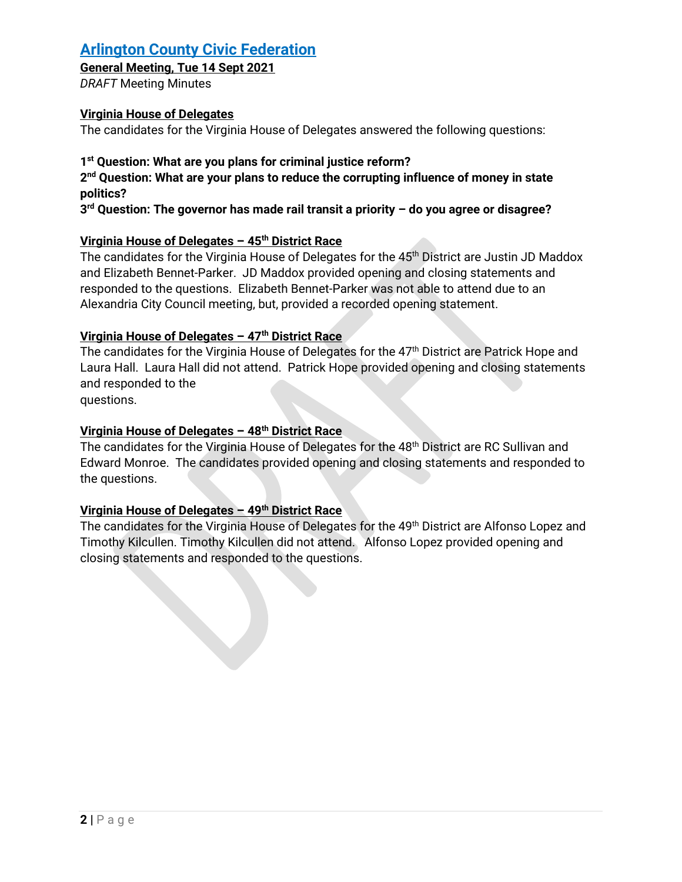# [Arlington County Civic Federation](#)

**General Meeting, Tue 14 Sept 2021**

*DRAFT* Meeting Minutes

## Virginia House of Delegates

The candidates for the Virginia House of Delegates answered the following questions:

**1st Question: What are you plans for criminal justice reform?**

**2nd Question: What are your plans to reduce the corrupting influence of money in state politics?**

**3rd Question: The governor has made rail transit a priority – do you agree or disagree?**

### Virginia House of Delegates – 45th District Race

The candidates for the Virginia House of Delegates for the 45th District are Justin JD Maddox and Elizabeth Bennet-Parker. JD Maddox provided opening and closing statements and responded to the questions. Elizabeth Bennet-Parker was not able to attend due to an Alexandria City Council meeting, but, provided a recorded opening statement.

### Virginia House of Delegates – 47th District Race

The candidates for the Virginia House of Delegates for the 47th District are Patrick Hope and Laura Hall. Laura Hall did not attend. Patrick Hope provided opening and closing statements and responded to the questions.

### Virginia House of Delegates – 48th District Race

The candidates for the Virginia House of Delegates for the 48th District are RC Sullivan and Edward Monroe. The candidates provided opening and closing statements and responded to the questions.

### Virginia House of Delegates – 49th District Race

The candidates for the Virginia House of Delegates for the 49th District are Alfonso Lopez and Timothy Kilcullen. Timothy Kilcullen did not attend. Alfonso Lopez provided opening and closing statements and responded to the questions.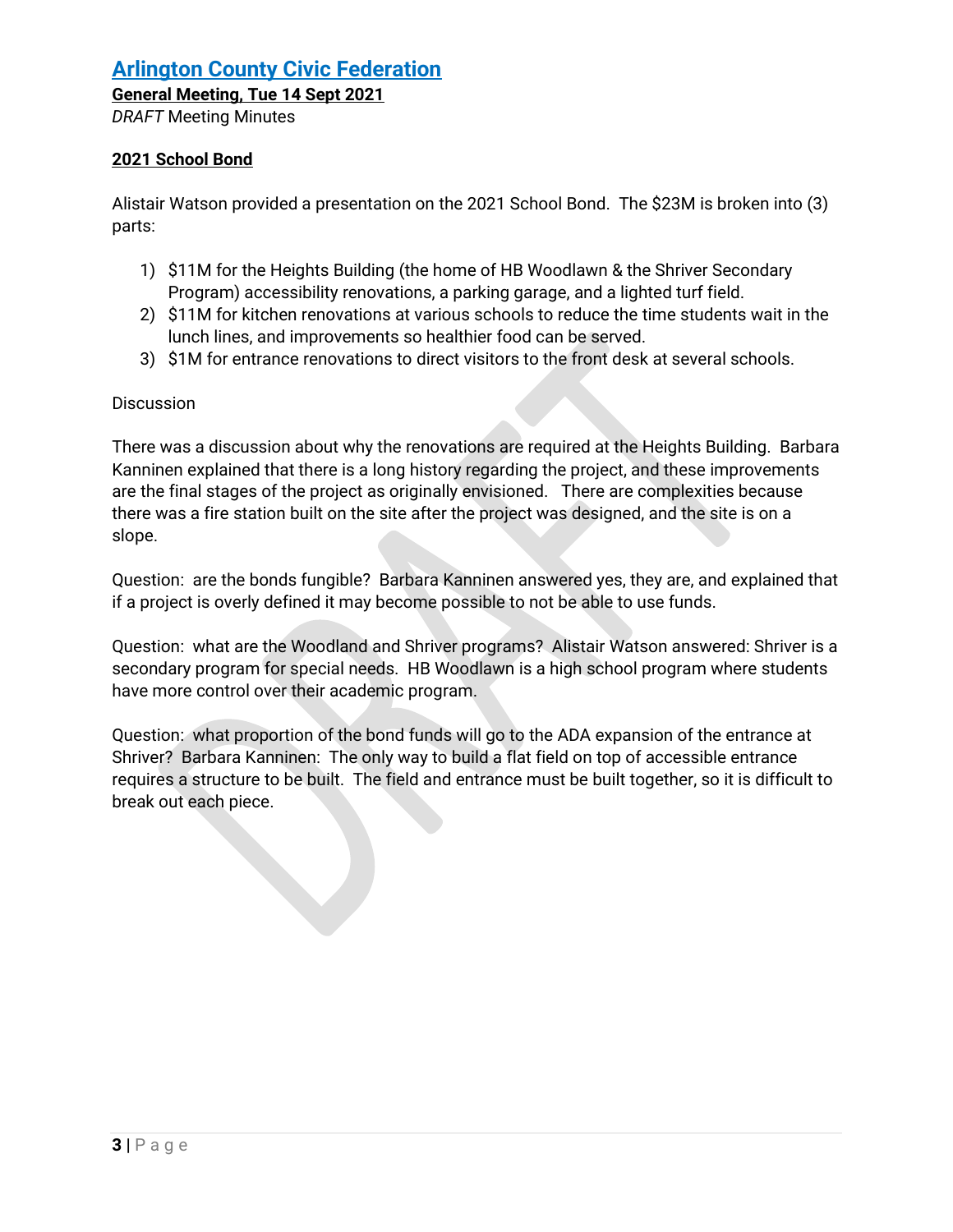# Arlington County Civic Federation

**General Meeting, Tue 14 Sept 2021**

*DRAFT* Meeting Minutes

## 2021 School Bond

Alistair Watson provided a presentation on the 2021 School Bond. The $23M is broken into (3) parts:

1) $11M for the Heights Building (the home of HB Woodlawn & the Shriver Secondary Program) accessibility renovations, a parking garage, and a lighted turf field.
2) $11M for kitchen renovations at various schools to reduce the time students wait in the lunch lines, and improvements so healthier food can be served.
3) $1M for entrance renovations to direct visitors to the front desk at several schools.

Discussion

There was a discussion about why the renovations are required at the Heights Building. Barbara Kanninen explained that there is a long history regarding the project, and these improvements are the final stages of the project as originally envisioned. There are complexities because there was a fire station built on the site after the project was designed, and the site is on a slope.

Question: are the bonds fungible? Barbara Kanninen answered yes, they are, and explained that if a project is overly defined it may become possible to not be able to use funds.

Question: what are the Woodland and Shriver programs? Alistair Watson answered: Shriver is a secondary program for special needs. HB Woodlawn is a high school program where students have more control over their academic program.

Question: what proportion of the bond funds will go to the ADA expansion of the entrance at Shriver? Barbara Kanninen: The only way to build a flat field on top of accessible entrance requires a structure to be built. The field and entrance must be built together, so it is difficult to break out each piece.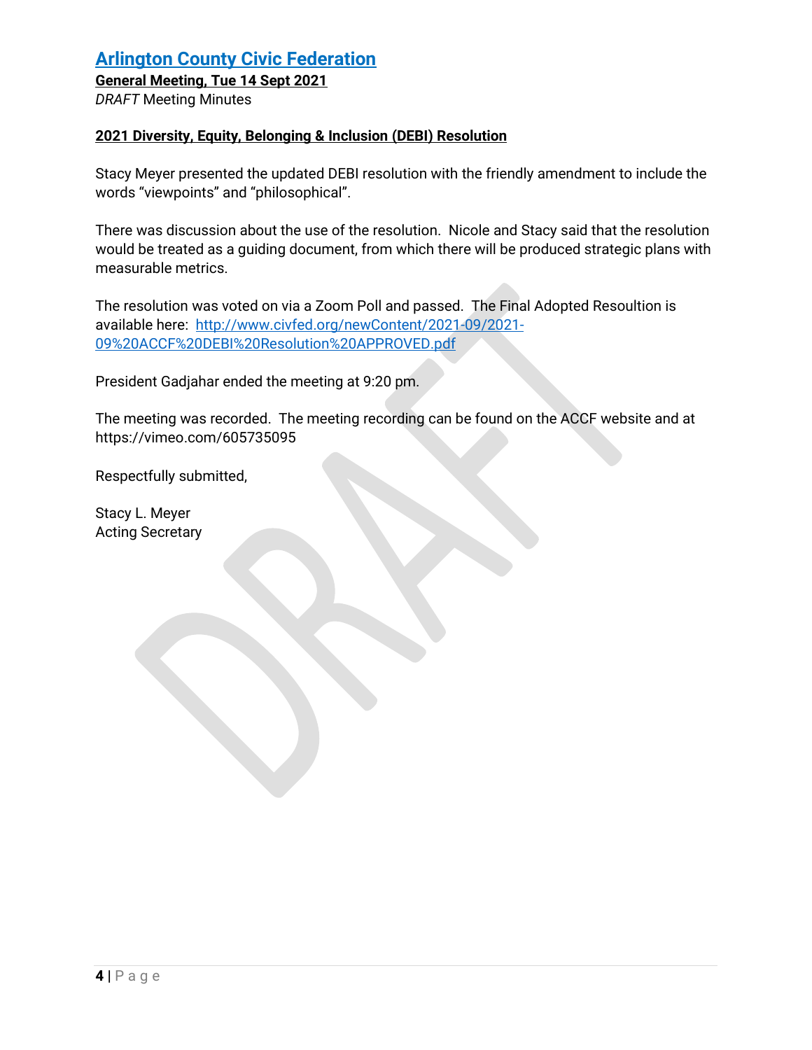# Arlington County Civic Federation

**General Meeting, Tue 14 Sept 2021**

*DRAFT* Meeting Minutes

**2021 Diversity, Equity, Belonging & Inclusion (DEBI) Resolution**

Stacy Meyer presented the updated DEBI resolution with the friendly amendment to include the words "viewpoints" and "philosophical".

There was discussion about the use of the resolution. Nicole and Stacy said that the resolution would be treated as a guiding document, from which there will be produced strategic plans with measurable metrics.

The resolution was voted on via a Zoom Poll and passed. The Final Adopted Resoultion is available here: http://www.civfed.org/newContent/2021-09/2021-09%20ACCF%20DEBI%20Resolution%20APPROVED.pdf

President Gadjahar ended the meeting at 9:20 pm.

The meeting was recorded. The meeting recording can be found on the ACCF website and at https://vimeo.com/605735095

Respectfully submitted,

Stacy L. Meyer
Acting Secretary